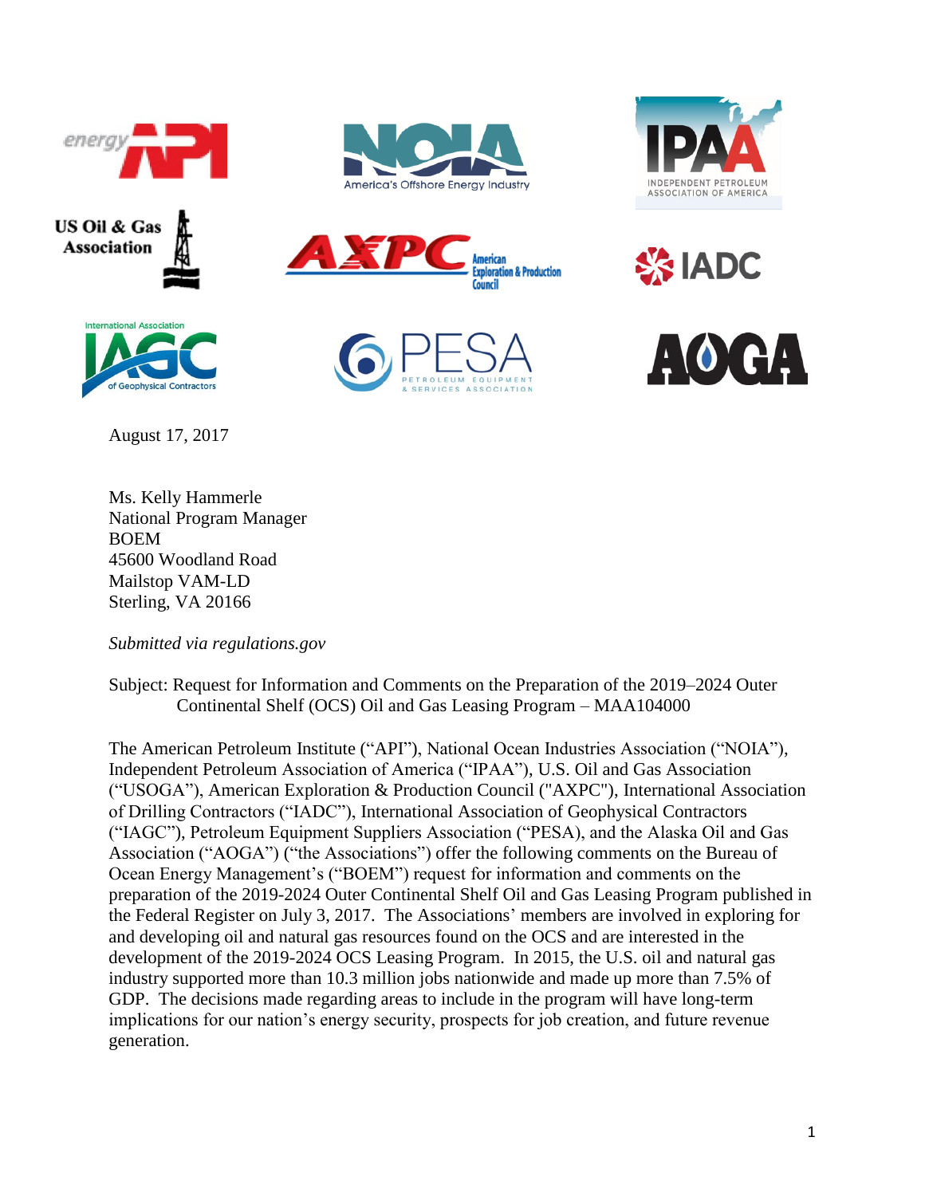August 17, 2017

Ms. Kelly Hammerle
National Program Manager
BOEM
45600 Woodland Road
Mailstop VAM-LD
Sterling, VA 20166

*Submitted via regulations.gov*

Subject: Request for Information and Comments on the Preparation of the 2019–2024 Outer Continental Shelf (OCS) Oil and Gas Leasing Program – MAA104000

The American Petroleum Institute ("API"), National Ocean Industries Association ("NOIA"), Independent Petroleum Association of America ("IPAA"), U.S. Oil and Gas Association ("USOGA"), American Exploration & Production Council ("AXPC"), International Association of Drilling Contractors ("IADC"), International Association of Geophysical Contractors ("IAGC"), Petroleum Equipment Suppliers Association ("PESA), and the Alaska Oil and Gas Association ("AOGA") ("the Associations") offer the following comments on the Bureau of Ocean Energy Management's ("BOEM") request for information and comments on the preparation of the 2019-2024 Outer Continental Shelf Oil and Gas Leasing Program published in the Federal Register on July 3, 2017. The Associations' members are involved in exploring for and developing oil and natural gas resources found on the OCS and are interested in the development of the 2019-2024 OCS Leasing Program. In 2015, the U.S. oil and natural gas industry supported more than 10.3 million jobs nationwide and made up more than 7.5% of GDP. The decisions made regarding areas to include in the program will have long-term implications for our nation's energy security, prospects for job creation, and future revenue generation.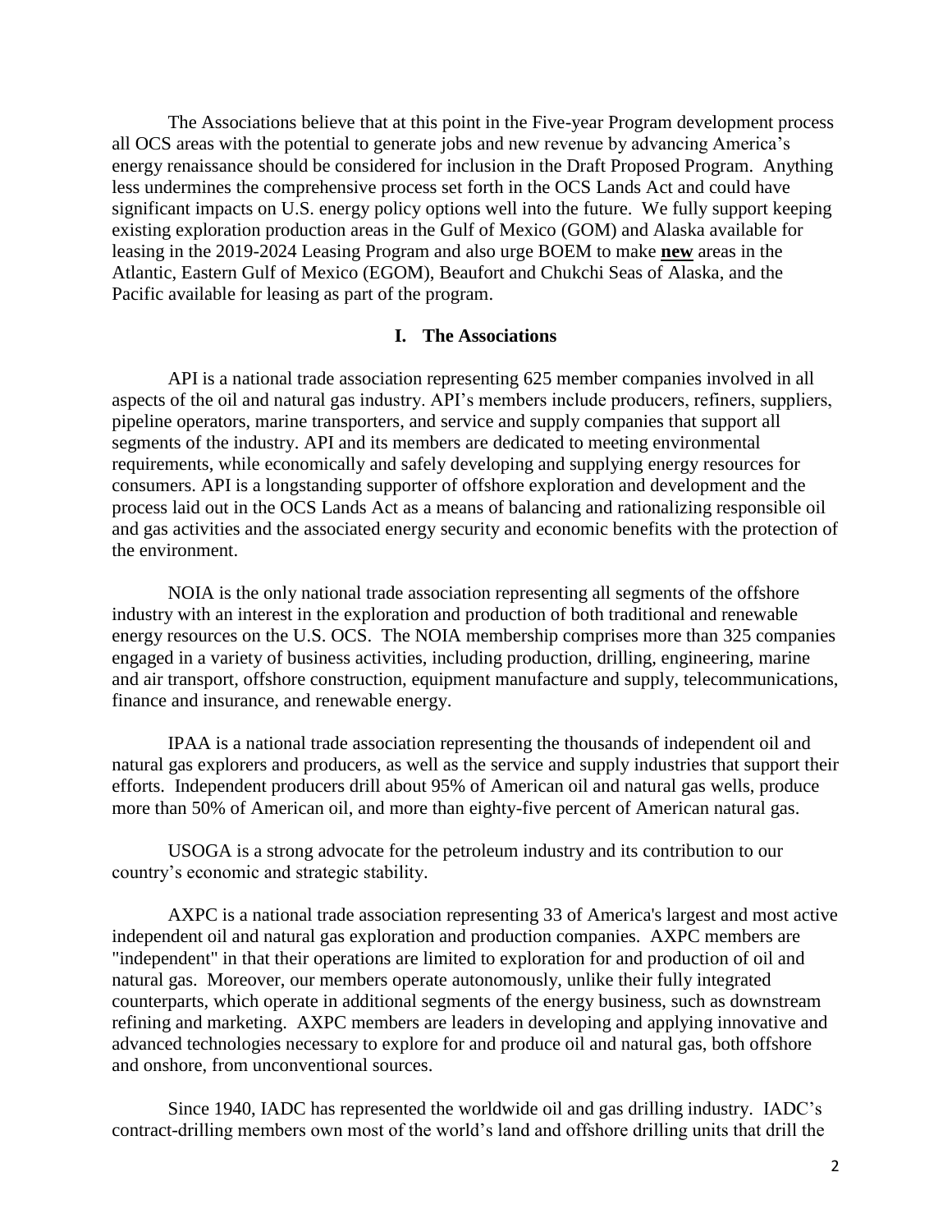The Associations believe that at this point in the Five-year Program development process all OCS areas with the potential to generate jobs and new revenue by advancing America's energy renaissance should be considered for inclusion in the Draft Proposed Program. Anything less undermines the comprehensive process set forth in the OCS Lands Act and could have significant impacts on U.S. energy policy options well into the future. We fully support keeping existing exploration production areas in the Gulf of Mexico (GOM) and Alaska available for leasing in the 2019-2024 Leasing Program and also urge BOEM to make **new** areas in the Atlantic, Eastern Gulf of Mexico (EGOM), Beaufort and Chukchi Seas of Alaska, and the Pacific available for leasing as part of the program.

## I. The Associations

API is a national trade association representing 625 member companies involved in all aspects of the oil and natural gas industry. API's members include producers, refiners, suppliers, pipeline operators, marine transporters, and service and supply companies that support all segments of the industry. API and its members are dedicated to meeting environmental requirements, while economically and safely developing and supplying energy resources for consumers. API is a longstanding supporter of offshore exploration and development and the process laid out in the OCS Lands Act as a means of balancing and rationalizing responsible oil and gas activities and the associated energy security and economic benefits with the protection of the environment.

NOIA is the only national trade association representing all segments of the offshore industry with an interest in the exploration and production of both traditional and renewable energy resources on the U.S. OCS. The NOIA membership comprises more than 325 companies engaged in a variety of business activities, including production, drilling, engineering, marine and air transport, offshore construction, equipment manufacture and supply, telecommunications, finance and insurance, and renewable energy.

IPAA is a national trade association representing the thousands of independent oil and natural gas explorers and producers, as well as the service and supply industries that support their efforts. Independent producers drill about 95% of American oil and natural gas wells, produce more than 50% of American oil, and more than eighty-five percent of American natural gas.

USOGA is a strong advocate for the petroleum industry and its contribution to our country's economic and strategic stability.

AXPC is a national trade association representing 33 of America's largest and most active independent oil and natural gas exploration and production companies. AXPC members are "independent" in that their operations are limited to exploration for and production of oil and natural gas. Moreover, our members operate autonomously, unlike their fully integrated counterparts, which operate in additional segments of the energy business, such as downstream refining and marketing. AXPC members are leaders in developing and applying innovative and advanced technologies necessary to explore for and produce oil and natural gas, both offshore and onshore, from unconventional sources.

Since 1940, IADC has represented the worldwide oil and gas drilling industry. IADC's contract-drilling members own most of the world's land and offshore drilling units that drill the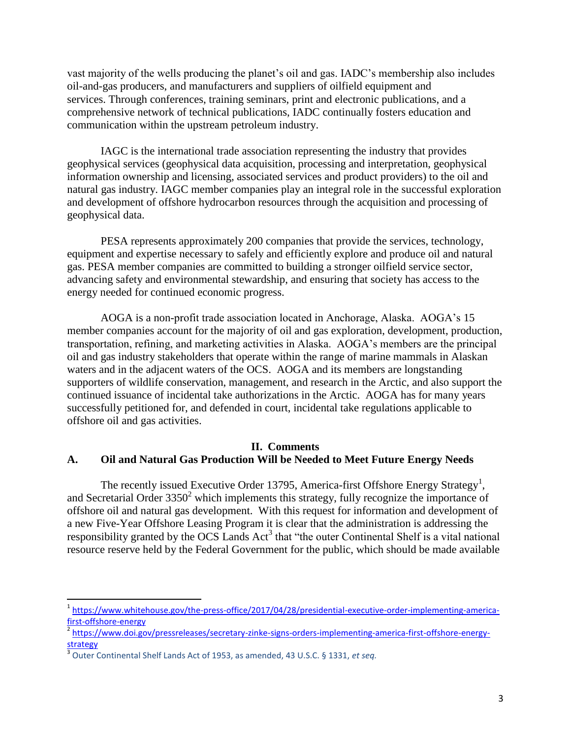vast majority of the wells producing the planet's oil and gas. IADC's membership also includes oil-and-gas producers, and manufacturers and suppliers of oilfield equipment and services. Through conferences, training seminars, print and electronic publications, and a comprehensive network of technical publications, IADC continually fosters education and communication within the upstream petroleum industry.

IAGC is the international trade association representing the industry that provides geophysical services (geophysical data acquisition, processing and interpretation, geophysical information ownership and licensing, associated services and product providers) to the oil and natural gas industry. IAGC member companies play an integral role in the successful exploration and development of offshore hydrocarbon resources through the acquisition and processing of geophysical data.

PESA represents approximately 200 companies that provide the services, technology, equipment and expertise necessary to safely and efficiently explore and produce oil and natural gas. PESA member companies are committed to building a stronger oilfield service sector, advancing safety and environmental stewardship, and ensuring that society has access to the energy needed for continued economic progress.

AOGA is a non-profit trade association located in Anchorage, Alaska. AOGA's 15 member companies account for the majority of oil and gas exploration, development, production, transportation, refining, and marketing activities in Alaska. AOGA's members are the principal oil and gas industry stakeholders that operate within the range of marine mammals in Alaskan waters and in the adjacent waters of the OCS. AOGA and its members are longstanding supporters of wildlife conservation, management, and research in the Arctic, and also support the continued issuance of incidental take authorizations in the Arctic. AOGA has for many years successfully petitioned for, and defended in court, incidental take regulations applicable to offshore oil and gas activities.

## II. Comments

### A. Oil and Natural Gas Production Will be Needed to Meet Future Energy Needs

The recently issued Executive Order 13795, America-first Offshore Energy Strategy[1], and Secretarial Order 3350[2] which implements this strategy, fully recognize the importance of offshore oil and natural gas development. With this request for information and development of a new Five-Year Offshore Leasing Program it is clear that the administration is addressing the responsibility granted by the OCS Lands Act[3] that "the outer Continental Shelf is a vital national resource reserve held by the Federal Government for the public, which should be made available

---

[1] https://www.whitehouse.gov/the-press-office/2017/04/28/presidential-executive-order-implementing-america-first-offshore-energy

[2] https://www.doi.gov/pressreleases/secretary-zinke-signs-orders-implementing-america-first-offshore-energy-strategy

[3] Outer Continental Shelf Lands Act of 1953, as amended, 43 U.S.C. § 1331, *et seq.*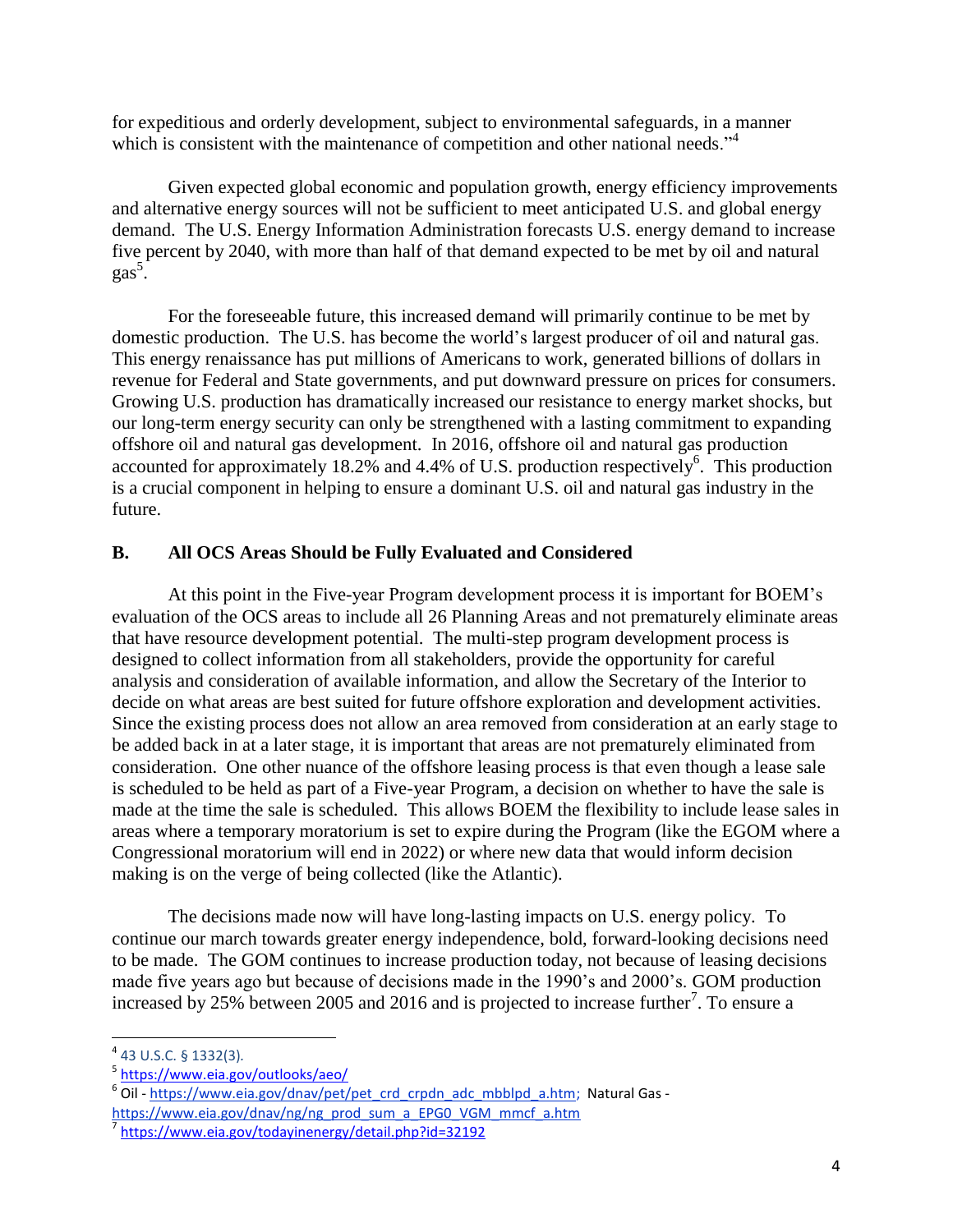for expeditious and orderly development, subject to environmental safeguards, in a manner which is consistent with the maintenance of competition and other national needs."[4]

Given expected global economic and population growth, energy efficiency improvements and alternative energy sources will not be sufficient to meet anticipated U.S. and global energy demand. The U.S. Energy Information Administration forecasts U.S. energy demand to increase five percent by 2040, with more than half of that demand expected to be met by oil and natural gas[5].

For the foreseeable future, this increased demand will primarily continue to be met by domestic production. The U.S. has become the world's largest producer of oil and natural gas. This energy renaissance has put millions of Americans to work, generated billions of dollars in revenue for Federal and State governments, and put downward pressure on prices for consumers. Growing U.S. production has dramatically increased our resistance to energy market shocks, but our long-term energy security can only be strengthened with a lasting commitment to expanding offshore oil and natural gas development. In 2016, offshore oil and natural gas production accounted for approximately 18.2% and 4.4% of U.S. production respectively[6]. This production is a crucial component in helping to ensure a dominant U.S. oil and natural gas industry in the future.

## B. All OCS Areas Should be Fully Evaluated and Considered

At this point in the Five-year Program development process it is important for BOEM's evaluation of the OCS areas to include all 26 Planning Areas and not prematurely eliminate areas that have resource development potential. The multi-step program development process is designed to collect information from all stakeholders, provide the opportunity for careful analysis and consideration of available information, and allow the Secretary of the Interior to decide on what areas are best suited for future offshore exploration and development activities. Since the existing process does not allow an area removed from consideration at an early stage to be added back in at a later stage, it is important that areas are not prematurely eliminated from consideration. One other nuance of the offshore leasing process is that even though a lease sale is scheduled to be held as part of a Five-year Program, a decision on whether to have the sale is made at the time the sale is scheduled. This allows BOEM the flexibility to include lease sales in areas where a temporary moratorium is set to expire during the Program (like the EGOM where a Congressional moratorium will end in 2022) or where new data that would inform decision making is on the verge of being collected (like the Atlantic).

The decisions made now will have long-lasting impacts on U.S. energy policy. To continue our march towards greater energy independence, bold, forward-looking decisions need to be made. The GOM continues to increase production today, not because of leasing decisions made five years ago but because of decisions made in the 1990's and 2000's. GOM production increased by 25% between 2005 and 2016 and is projected to increase further[7]. To ensure a

---

[4] 43 U.S.C. § 1332(3).

[5] https://www.eia.gov/outlooks/aeo/

[6] Oil - https://www.eia.gov/dnav/pet/pet_crd_crpdn_adc_mbblpd_a.htm; Natural Gas - https://www.eia.gov/dnav/ng/ng_prod_sum_a_EPG0_VGM_mmcf_a.htm

[7] https://www.eia.gov/todayinenergy/detail.php?id=32192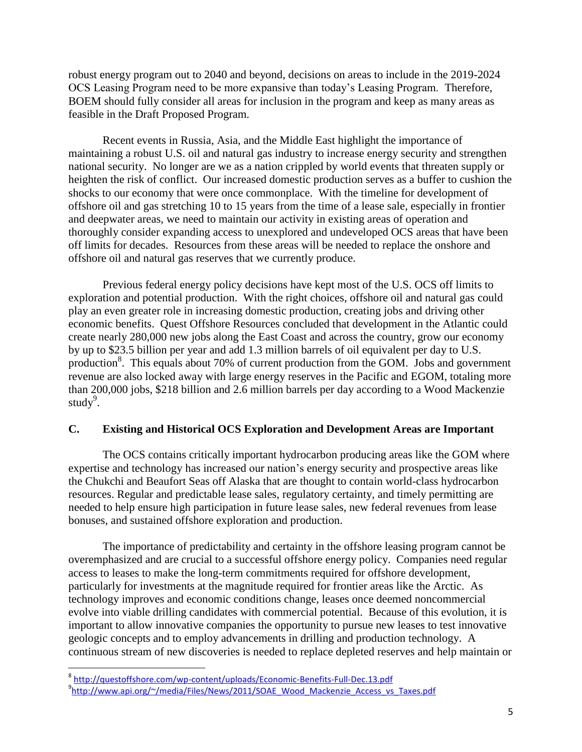robust energy program out to 2040 and beyond, decisions on areas to include in the 2019-2024 OCS Leasing Program need to be more expansive than today's Leasing Program. Therefore, BOEM should fully consider all areas for inclusion in the program and keep as many areas as feasible in the Draft Proposed Program.

Recent events in Russia, Asia, and the Middle East highlight the importance of maintaining a robust U.S. oil and natural gas industry to increase energy security and strengthen national security. No longer are we as a nation crippled by world events that threaten supply or heighten the risk of conflict. Our increased domestic production serves as a buffer to cushion the shocks to our economy that were once commonplace. With the timeline for development of offshore oil and gas stretching 10 to 15 years from the time of a lease sale, especially in frontier and deepwater areas, we need to maintain our activity in existing areas of operation and thoroughly consider expanding access to unexplored and undeveloped OCS areas that have been off limits for decades. Resources from these areas will be needed to replace the onshore and offshore oil and natural gas reserves that we currently produce.

Previous federal energy policy decisions have kept most of the U.S. OCS off limits to exploration and potential production. With the right choices, offshore oil and natural gas could play an even greater role in increasing domestic production, creating jobs and driving other economic benefits. Quest Offshore Resources concluded that development in the Atlantic could create nearly 280,000 new jobs along the East Coast and across the country, grow our economy by up to $23.5 billion per year and add 1.3 million barrels of oil equivalent per day to U.S. production[8]. This equals about 70% of current production from the GOM. Jobs and government revenue are also locked away with large energy reserves in the Pacific and EGOM, totaling more than 200,000 jobs, $218 billion and 2.6 million barrels per day according to a Wood Mackenzie study[9].

## C. Existing and Historical OCS Exploration and Development Areas are Important

The OCS contains critically important hydrocarbon producing areas like the GOM where expertise and technology has increased our nation's energy security and prospective areas like the Chukchi and Beaufort Seas of Alaska that are thought to contain world-class hydrocarbon resources. Regular and predictable lease sales, regulatory certainty, and timely permitting are needed to help ensure high participation in future lease sales, new federal revenues from lease bonuses, and sustained offshore exploration and production.

The importance of predictability and certainty in the offshore leasing program cannot be overemphasized and are crucial to a successful offshore energy policy. Companies need regular access to leases to make the long-term commitments required for offshore development, particularly for investments at the magnitude required for frontier areas like the Arctic. As technology improves and economic conditions change, leases once deemed noncommercial evolve into viable drilling candidates with commercial potential. Because of this evolution, it is important to allow innovative companies the opportunity to pursue new leases to test innovative geologic concepts and to employ advancements in drilling and production technology. A continuous stream of new discoveries is needed to replace depleted reserves and help maintain or

---

[8] http://questoffshore.com/wp-content/uploads/Economic-Benefits-Full-Dec.13.pdf

[9] http://www.api.org/~/media/Files/News/2011/SOAE_Wood_Mackenzie_Access_vs_Taxes.pdf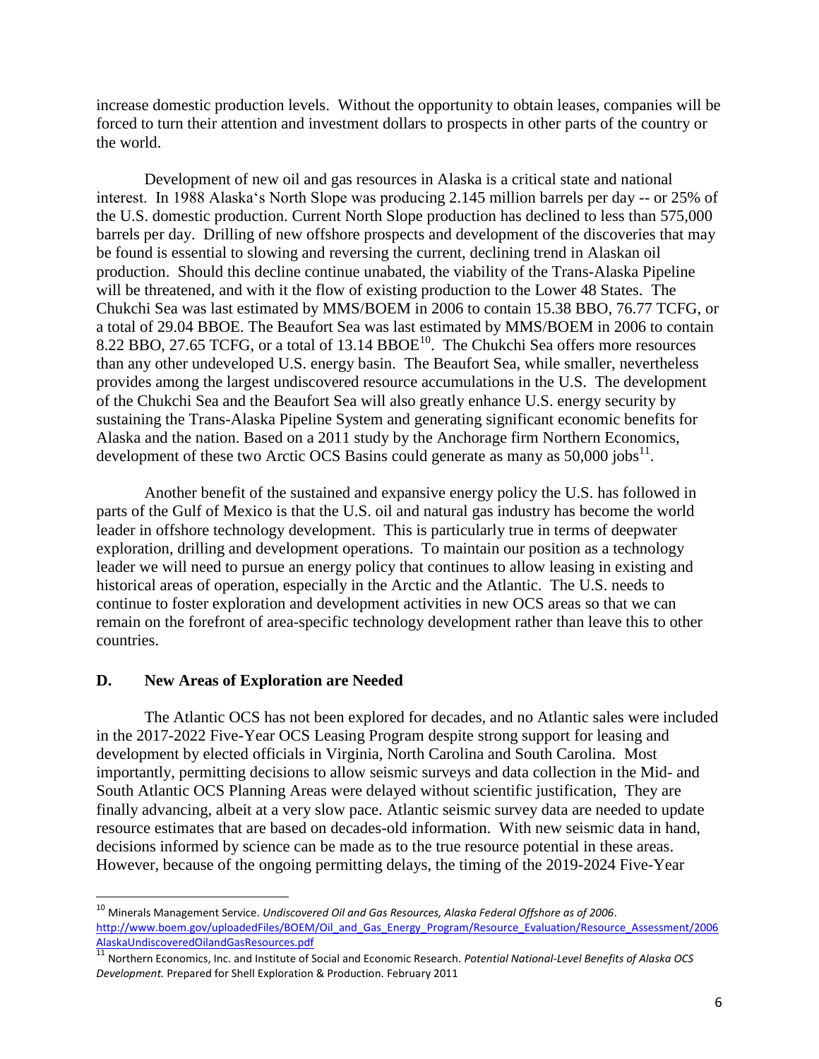increase domestic production levels. Without the opportunity to obtain leases, companies will be forced to turn their attention and investment dollars to prospects in other parts of the country or the world.

Development of new oil and gas resources in Alaska is a critical state and national interest. In 1988 Alaska's North Slope was producing 2.145 million barrels per day -- or 25% of the U.S. domestic production. Current North Slope production has declined to less than 575,000 barrels per day. Drilling of new offshore prospects and development of the discoveries that may be found is essential to slowing and reversing the current, declining trend in Alaskan oil production. Should this decline continue unabated, the viability of the Trans-Alaska Pipeline will be threatened, and with it the flow of existing production to the Lower 48 States. The Chukchi Sea was last estimated by MMS/BOEM in 2006 to contain 15.38 BBO, 76.77 TCFG, or a total of 29.04 BBOE. The Beaufort Sea was last estimated by MMS/BOEM in 2006 to contain 8.22 BBO, 27.65 TCFG, or a total of 13.14 BBOE[10]. The Chukchi Sea offers more resources than any other undeveloped U.S. energy basin. The Beaufort Sea, while smaller, nevertheless provides among the largest undiscovered resource accumulations in the U.S. The development of the Chukchi Sea and the Beaufort Sea will also greatly enhance U.S. energy security by sustaining the Trans-Alaska Pipeline System and generating significant economic benefits for Alaska and the nation. Based on a 2011 study by the Anchorage firm Northern Economics, development of these two Arctic OCS Basins could generate as many as 50,000 jobs[11].

Another benefit of the sustained and expansive energy policy the U.S. has followed in parts of the Gulf of Mexico is that the U.S. oil and natural gas industry has become the world leader in offshore technology development. This is particularly true in terms of deepwater exploration, drilling and development operations. To maintain our position as a technology leader we will need to pursue an energy policy that continues to allow leasing in existing and historical areas of operation, especially in the Arctic and the Atlantic. The U.S. needs to continue to foster exploration and development activities in new OCS areas so that we can remain on the forefront of area-specific technology development rather than leave this to other countries.

### D. New Areas of Exploration are Needed

The Atlantic OCS has not been explored for decades, and no Atlantic sales were included in the 2017-2022 Five-Year OCS Leasing Program despite strong support for leasing and development by elected officials in Virginia, North Carolina and South Carolina. Most importantly, permitting decisions to allow seismic surveys and data collection in the Mid- and South Atlantic OCS Planning Areas were delayed without scientific justification, They are finally advancing, albeit at a very slow pace. Atlantic seismic survey data are needed to update resource estimates that are based on decades-old information. With new seismic data in hand, decisions informed by science can be made as to the true resource potential in these areas. However, because of the ongoing permitting delays, the timing of the 2019-2024 Five-Year

---

[10] Minerals Management Service. *Undiscovered Oil and Gas Resources, Alaska Federal Offshore as of 2006*. http://www.boem.gov/uploadedFiles/BOEM/Oil_and_Gas_Energy_Program/Resource_Evaluation/Resource_Assessment/2006AlaskaUndiscoveredOilandGasResources.pdf

[11] Northern Economics, Inc. and Institute of Social and Economic Research. *Potential National-Level Benefits of Alaska OCS Development.* Prepared for Shell Exploration & Production. February 2011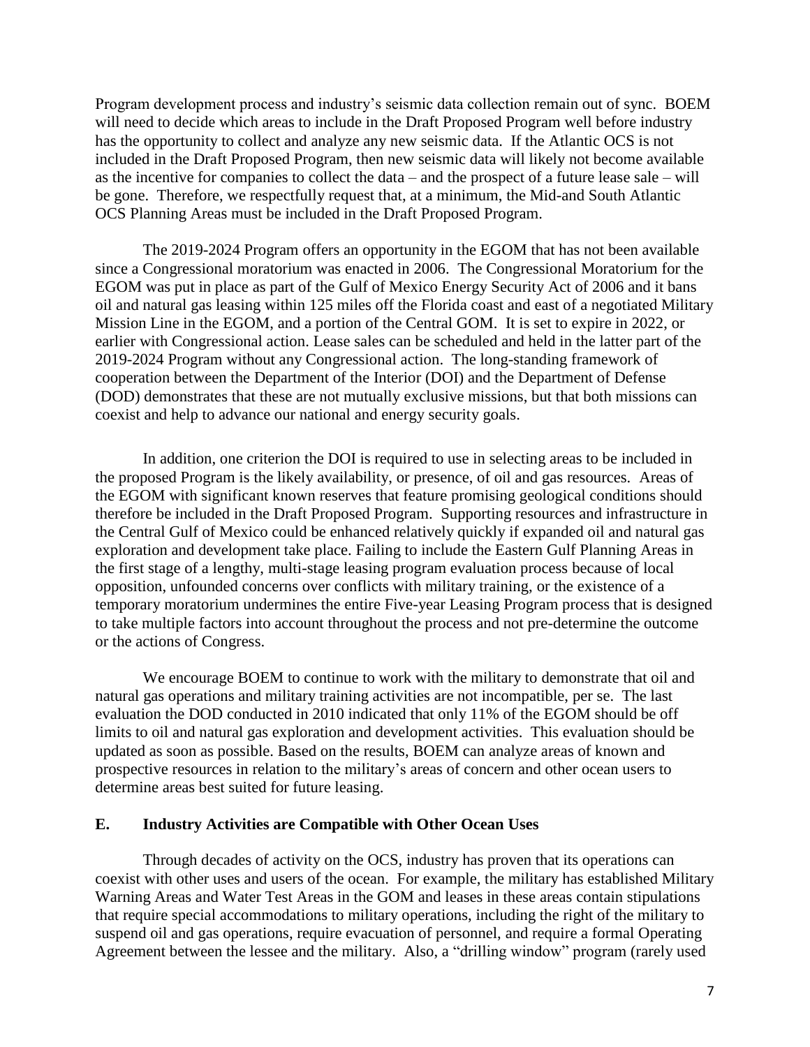Program development process and industry's seismic data collection remain out of sync. BOEM will need to decide which areas to include in the Draft Proposed Program well before industry has the opportunity to collect and analyze any new seismic data. If the Atlantic OCS is not included in the Draft Proposed Program, then new seismic data will likely not become available as the incentive for companies to collect the data – and the prospect of a future lease sale – will be gone. Therefore, we respectfully request that, at a minimum, the Mid-and South Atlantic OCS Planning Areas must be included in the Draft Proposed Program.

The 2019-2024 Program offers an opportunity in the EGOM that has not been available since a Congressional moratorium was enacted in 2006. The Congressional Moratorium for the EGOM was put in place as part of the Gulf of Mexico Energy Security Act of 2006 and it bans oil and natural gas leasing within 125 miles off the Florida coast and east of a negotiated Military Mission Line in the EGOM, and a portion of the Central GOM. It is set to expire in 2022, or earlier with Congressional action. Lease sales can be scheduled and held in the latter part of the 2019-2024 Program without any Congressional action. The long-standing framework of cooperation between the Department of the Interior (DOI) and the Department of Defense (DOD) demonstrates that these are not mutually exclusive missions, but that both missions can coexist and help to advance our national and energy security goals.

In addition, one criterion the DOI is required to use in selecting areas to be included in the proposed Program is the likely availability, or presence, of oil and gas resources. Areas of the EGOM with significant known reserves that feature promising geological conditions should therefore be included in the Draft Proposed Program. Supporting resources and infrastructure in the Central Gulf of Mexico could be enhanced relatively quickly if expanded oil and natural gas exploration and development take place. Failing to include the Eastern Gulf Planning Areas in the first stage of a lengthy, multi-stage leasing program evaluation process because of local opposition, unfounded concerns over conflicts with military training, or the existence of a temporary moratorium undermines the entire Five-year Leasing Program process that is designed to take multiple factors into account throughout the process and not pre-determine the outcome or the actions of Congress.

We encourage BOEM to continue to work with the military to demonstrate that oil and natural gas operations and military training activities are not incompatible, per se. The last evaluation the DOD conducted in 2010 indicated that only 11% of the EGOM should be off limits to oil and natural gas exploration and development activities. This evaluation should be updated as soon as possible. Based on the results, BOEM can analyze areas of known and prospective resources in relation to the military's areas of concern and other ocean users to determine areas best suited for future leasing.

### E. Industry Activities are Compatible with Other Ocean Uses

Through decades of activity on the OCS, industry has proven that its operations can coexist with other uses and users of the ocean. For example, the military has established Military Warning Areas and Water Test Areas in the GOM and leases in these areas contain stipulations that require special accommodations to military operations, including the right of the military to suspend oil and gas operations, require evacuation of personnel, and require a formal Operating Agreement between the lessee and the military. Also, a "drilling window" program (rarely used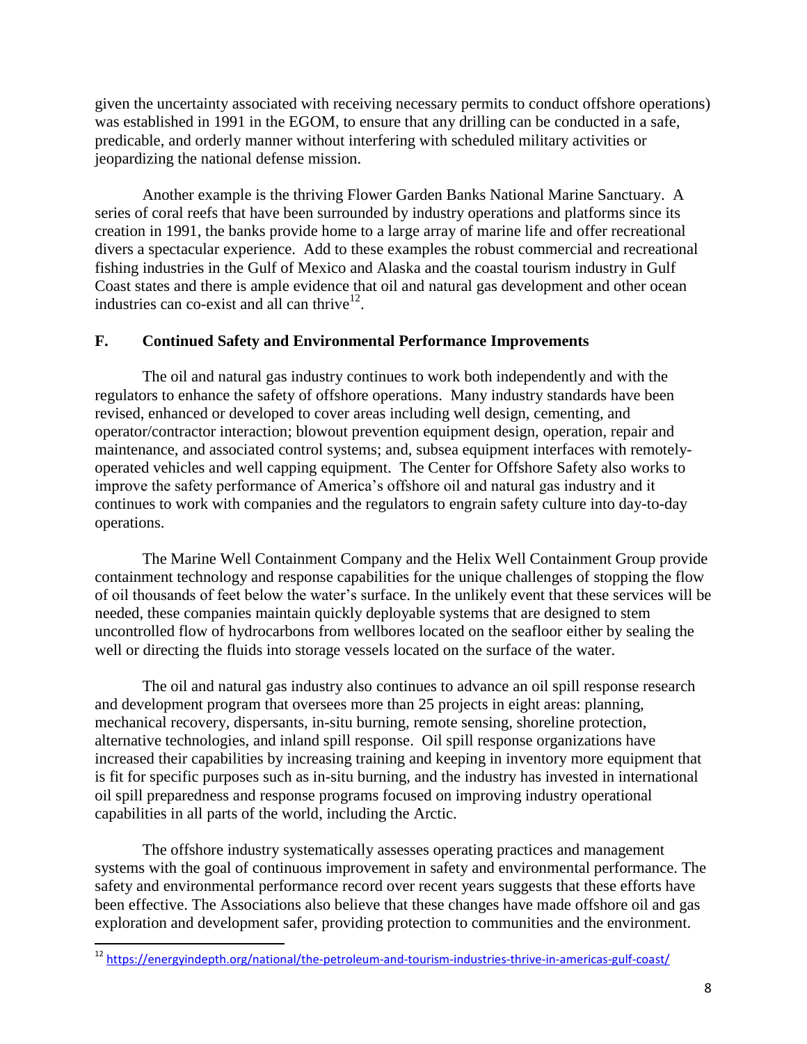given the uncertainty associated with receiving necessary permits to conduct offshore operations) was established in 1991 in the EGOM, to ensure that any drilling can be conducted in a safe, predicable, and orderly manner without interfering with scheduled military activities or jeopardizing the national defense mission.

Another example is the thriving Flower Garden Banks National Marine Sanctuary. A series of coral reefs that have been surrounded by industry operations and platforms since its creation in 1991, the banks provide home to a large array of marine life and offer recreational divers a spectacular experience. Add to these examples the robust commercial and recreational fishing industries in the Gulf of Mexico and Alaska and the coastal tourism industry in Gulf Coast states and there is ample evidence that oil and natural gas development and other ocean industries can co-exist and all can thrive[12].

## F. Continued Safety and Environmental Performance Improvements

The oil and natural gas industry continues to work both independently and with the regulators to enhance the safety of offshore operations. Many industry standards have been revised, enhanced or developed to cover areas including well design, cementing, and operator/contractor interaction; blowout prevention equipment design, operation, repair and maintenance, and associated control systems; and, subsea equipment interfaces with remotely-operated vehicles and well capping equipment. The Center for Offshore Safety also works to improve the safety performance of America's offshore oil and natural gas industry and it continues to work with companies and the regulators to engrain safety culture into day-to-day operations.

The Marine Well Containment Company and the Helix Well Containment Group provide containment technology and response capabilities for the unique challenges of stopping the flow of oil thousands of feet below the water's surface. In the unlikely event that these services will be needed, these companies maintain quickly deployable systems that are designed to stem uncontrolled flow of hydrocarbons from wellbores located on the seafloor either by sealing the well or directing the fluids into storage vessels located on the surface of the water.

The oil and natural gas industry also continues to advance an oil spill response research and development program that oversees more than 25 projects in eight areas: planning, mechanical recovery, dispersants, in-situ burning, remote sensing, shoreline protection, alternative technologies, and inland spill response. Oil spill response organizations have increased their capabilities by increasing training and keeping in inventory more equipment that is fit for specific purposes such as in-situ burning, and the industry has invested in international oil spill preparedness and response programs focused on improving industry operational capabilities in all parts of the world, including the Arctic.

The offshore industry systematically assesses operating practices and management systems with the goal of continuous improvement in safety and environmental performance. The safety and environmental performance record over recent years suggests that these efforts have been effective. The Associations also believe that these changes have made offshore oil and gas exploration and development safer, providing protection to communities and the environment.

---

[12] https://energyindepth.org/national/the-petroleum-and-tourism-industries-thrive-in-americas-gulf-coast/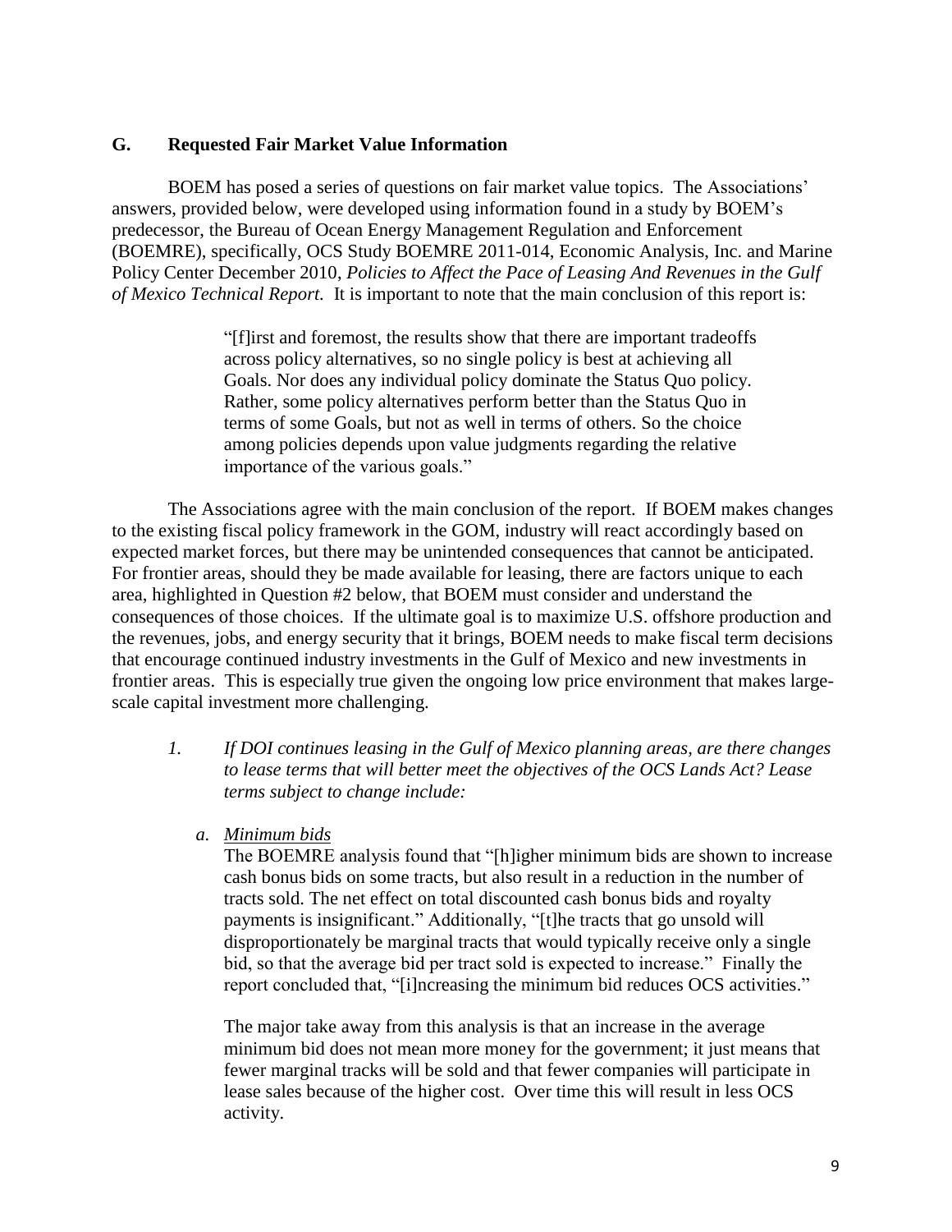## G. Requested Fair Market Value Information

BOEM has posed a series of questions on fair market value topics. The Associations' answers, provided below, were developed using information found in a study by BOEM's predecessor, the Bureau of Ocean Energy Management Regulation and Enforcement (BOEMRE), specifically, OCS Study BOEMRE 2011-014, Economic Analysis, Inc. and Marine Policy Center December 2010, *Policies to Affect the Pace of Leasing And Revenues in the Gulf of Mexico Technical Report.* It is important to note that the main conclusion of this report is:

> "[f]irst and foremost, the results show that there are important tradeoffs across policy alternatives, so no single policy is best at achieving all Goals. Nor does any individual policy dominate the Status Quo policy. Rather, some policy alternatives perform better than the Status Quo in terms of some Goals, but not as well in terms of others. So the choice among policies depends upon value judgments regarding the relative importance of the various goals."

The Associations agree with the main conclusion of the report. If BOEM makes changes to the existing fiscal policy framework in the GOM, industry will react accordingly based on expected market forces, but there may be unintended consequences that cannot be anticipated. For frontier areas, should they be made available for leasing, there are factors unique to each area, highlighted in Question #2 below, that BOEM must consider and understand the consequences of those choices. If the ultimate goal is to maximize U.S. offshore production and the revenues, jobs, and energy security that it brings, BOEM needs to make fiscal term decisions that encourage continued industry investments in the Gulf of Mexico and new investments in frontier areas. This is especially true given the ongoing low price environment that makes large-scale capital investment more challenging.

1. *If DOI continues leasing in the Gulf of Mexico planning areas, are there changes to lease terms that will better meet the objectives of the OCS Lands Act? Lease terms subject to change include:*

   a. *<u>Minimum bids</u>*

      The BOEMRE analysis found that "[h]igher minimum bids are shown to increase cash bonus bids on some tracts, but also result in a reduction in the number of tracts sold. The net effect on total discounted cash bonus bids and royalty payments is insignificant." Additionally, "[t]he tracts that go unsold will disproportionately be marginal tracts that would typically receive only a single bid, so that the average bid per tract sold is expected to increase." Finally the report concluded that, "[i]ncreasing the minimum bid reduces OCS activities."

      The major take away from this analysis is that an increase in the average minimum bid does not mean more money for the government; it just means that fewer marginal tracks will be sold and that fewer companies will participate in lease sales because of the higher cost. Over time this will result in less OCS activity.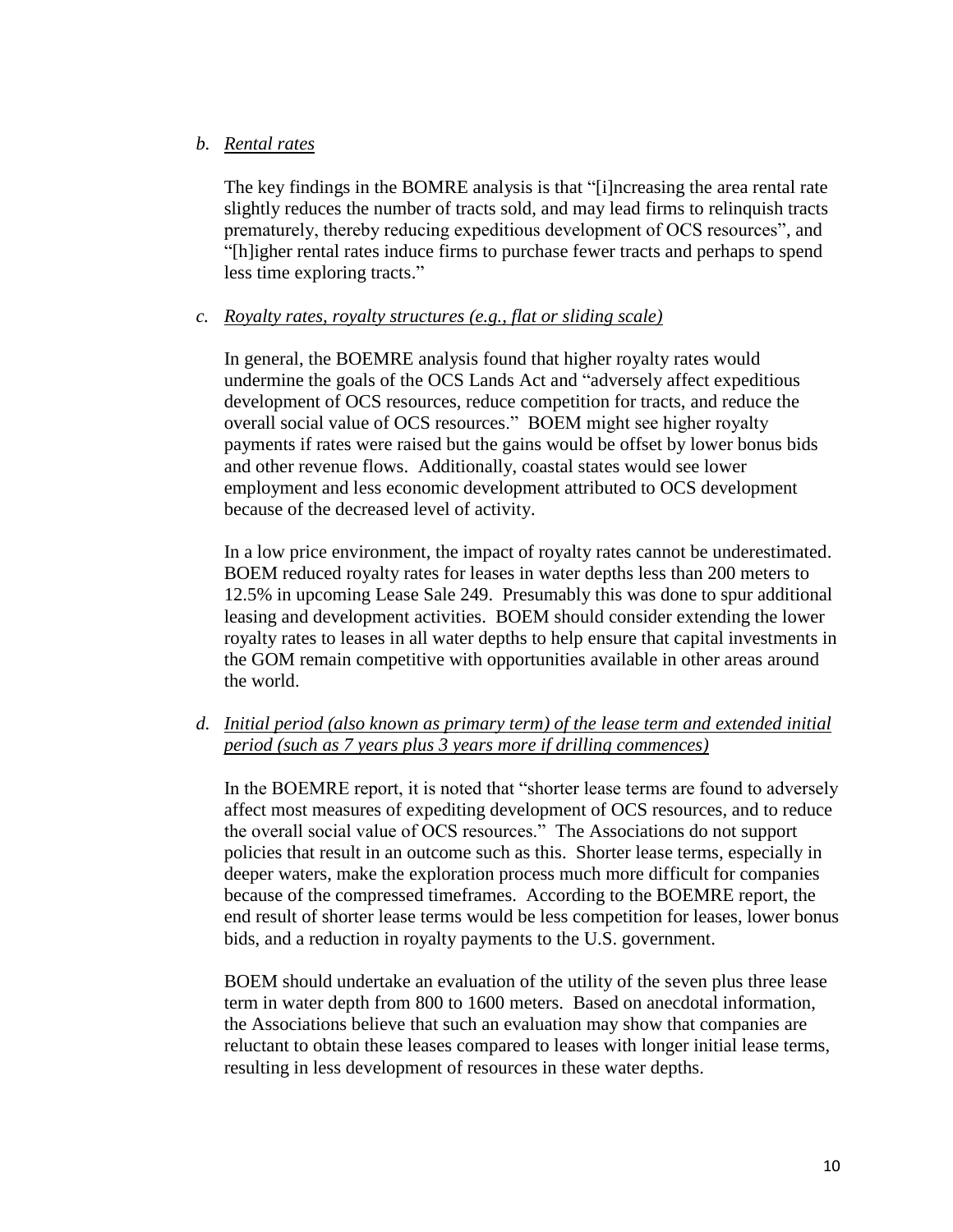*b. <u>Rental rates</u>*

The key findings in the BOMRE analysis is that "[i]ncreasing the area rental rate slightly reduces the number of tracts sold, and may lead firms to relinquish tracts prematurely, thereby reducing expeditious development of OCS resources", and "[h]igher rental rates induce firms to purchase fewer tracts and perhaps to spend less time exploring tracts."

*c. <u>Royalty rates, royalty structures (e.g., flat or sliding scale)</u>*

In general, the BOEMRE analysis found that higher royalty rates would undermine the goals of the OCS Lands Act and "adversely affect expeditious development of OCS resources, reduce competition for tracts, and reduce the overall social value of OCS resources." BOEM might see higher royalty payments if rates were raised but the gains would be offset by lower bonus bids and other revenue flows. Additionally, coastal states would see lower employment and less economic development attributed to OCS development because of the decreased level of activity.

In a low price environment, the impact of royalty rates cannot be underestimated. BOEM reduced royalty rates for leases in water depths less than 200 meters to 12.5% in upcoming Lease Sale 249. Presumably this was done to spur additional leasing and development activities. BOEM should consider extending the lower royalty rates to leases in all water depths to help ensure that capital investments in the GOM remain competitive with opportunities available in other areas around the world.

*d. <u>Initial period (also known as primary term) of the lease term and extended initial period (such as 7 years plus 3 years more if drilling commences)</u>*

In the BOEMRE report, it is noted that "shorter lease terms are found to adversely affect most measures of expediting development of OCS resources, and to reduce the overall social value of OCS resources." The Associations do not support policies that result in an outcome such as this. Shorter lease terms, especially in deeper waters, make the exploration process much more difficult for companies because of the compressed timeframes. According to the BOEMRE report, the end result of shorter lease terms would be less competition for leases, lower bonus bids, and a reduction in royalty payments to the U.S. government.

BOEM should undertake an evaluation of the utility of the seven plus three lease term in water depth from 800 to 1600 meters. Based on anecdotal information, the Associations believe that such an evaluation may show that companies are reluctant to obtain these leases compared to leases with longer initial lease terms, resulting in less development of resources in these water depths.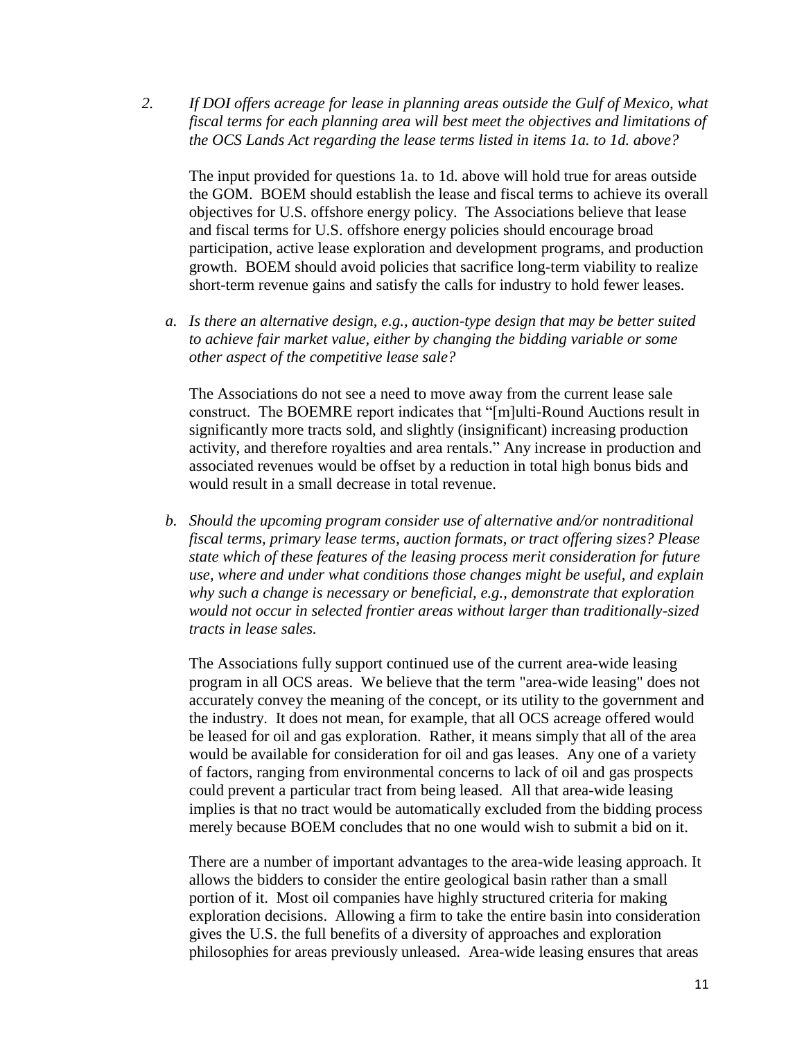2. *If DOI offers acreage for lease in planning areas outside the Gulf of Mexico, what fiscal terms for each planning area will best meet the objectives and limitations of the OCS Lands Act regarding the lease terms listed in items 1a. to 1d. above?*

   The input provided for questions 1a. to 1d. above will hold true for areas outside the GOM. BOEM should establish the lease and fiscal terms to achieve its overall objectives for U.S. offshore energy policy. The Associations believe that lease and fiscal terms for U.S. offshore energy policies should encourage broad participation, active lease exploration and development programs, and production growth. BOEM should avoid policies that sacrifice long-term viability to realize short-term revenue gains and satisfy the calls for industry to hold fewer leases.

   a. *Is there an alternative design, e.g., auction-type design that may be better suited to achieve fair market value, either by changing the bidding variable or some other aspect of the competitive lease sale?*

      The Associations do not see a need to move away from the current lease sale construct. The BOEMRE report indicates that "[m]ulti-Round Auctions result in significantly more tracts sold, and slightly (insignificant) increasing production activity, and therefore royalties and area rentals." Any increase in production and associated revenues would be offset by a reduction in total high bonus bids and would result in a small decrease in total revenue.

   b. *Should the upcoming program consider use of alternative and/or nontraditional fiscal terms, primary lease terms, auction formats, or tract offering sizes? Please state which of these features of the leasing process merit consideration for future use, where and under what conditions those changes might be useful, and explain why such a change is necessary or beneficial, e.g., demonstrate that exploration would not occur in selected frontier areas without larger than traditionally-sized tracts in lease sales.*

      The Associations fully support continued use of the current area-wide leasing program in all OCS areas. We believe that the term "area-wide leasing" does not accurately convey the meaning of the concept, or its utility to the government and the industry. It does not mean, for example, that all OCS acreage offered would be leased for oil and gas exploration. Rather, it means simply that all of the area would be available for consideration for oil and gas leases. Any one of a variety of factors, ranging from environmental concerns to lack of oil and gas prospects could prevent a particular tract from being leased. All that area-wide leasing implies is that no tract would be automatically excluded from the bidding process merely because BOEM concludes that no one would wish to submit a bid on it.

      There are a number of important advantages to the area-wide leasing approach. It allows the bidders to consider the entire geological basin rather than a small portion of it. Most oil companies have highly structured criteria for making exploration decisions. Allowing a firm to take the entire basin into consideration gives the U.S. the full benefits of a diversity of approaches and exploration philosophies for areas previously unleased. Area-wide leasing ensures that areas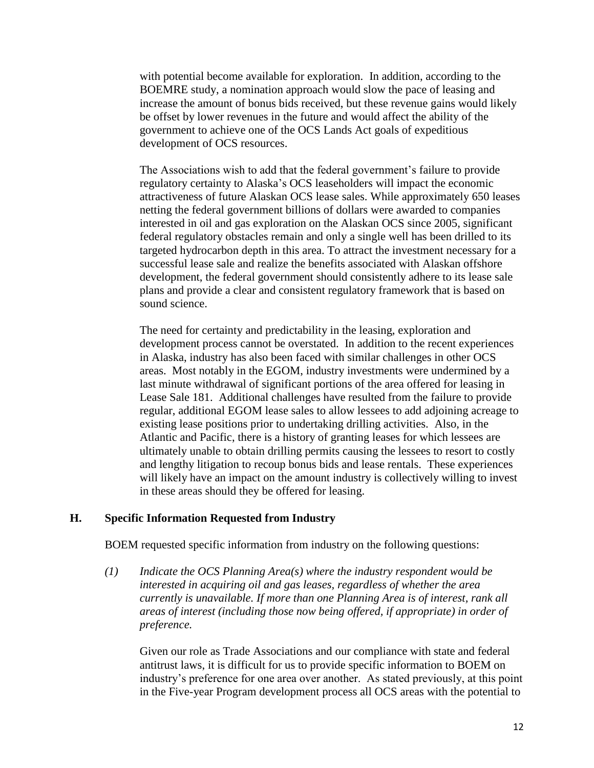with potential become available for exploration. In addition, according to the BOEMRE study, a nomination approach would slow the pace of leasing and increase the amount of bonus bids received, but these revenue gains would likely be offset by lower revenues in the future and would affect the ability of the government to achieve one of the OCS Lands Act goals of expeditious development of OCS resources.

The Associations wish to add that the federal government's failure to provide regulatory certainty to Alaska's OCS leaseholders will impact the economic attractiveness of future Alaskan OCS lease sales. While approximately 650 leases netting the federal government billions of dollars were awarded to companies interested in oil and gas exploration on the Alaskan OCS since 2005, significant federal regulatory obstacles remain and only a single well has been drilled to its targeted hydrocarbon depth in this area. To attract the investment necessary for a successful lease sale and realize the benefits associated with Alaskan offshore development, the federal government should consistently adhere to its lease sale plans and provide a clear and consistent regulatory framework that is based on sound science.

The need for certainty and predictability in the leasing, exploration and development process cannot be overstated. In addition to the recent experiences in Alaska, industry has also been faced with similar challenges in other OCS areas. Most notably in the EGOM, industry investments were undermined by a last minute withdrawal of significant portions of the area offered for leasing in Lease Sale 181. Additional challenges have resulted from the failure to provide regular, additional EGOM lease sales to allow lessees to add adjoining acreage to existing lease positions prior to undertaking drilling activities. Also, in the Atlantic and Pacific, there is a history of granting leases for which lessees are ultimately unable to obtain drilling permits causing the lessees to resort to costly and lengthy litigation to recoup bonus bids and lease rentals. These experiences will likely have an impact on the amount industry is collectively willing to invest in these areas should they be offered for leasing.

## H. Specific Information Requested from Industry

BOEM requested specific information from industry on the following questions:

*(1) Indicate the OCS Planning Area(s) where the industry respondent would be interested in acquiring oil and gas leases, regardless of whether the area currently is unavailable. If more than one Planning Area is of interest, rank all areas of interest (including those now being offered, if appropriate) in order of preference.*

Given our role as Trade Associations and our compliance with state and federal antitrust laws, it is difficult for us to provide specific information to BOEM on industry's preference for one area over another. As stated previously, at this point in the Five-year Program development process all OCS areas with the potential to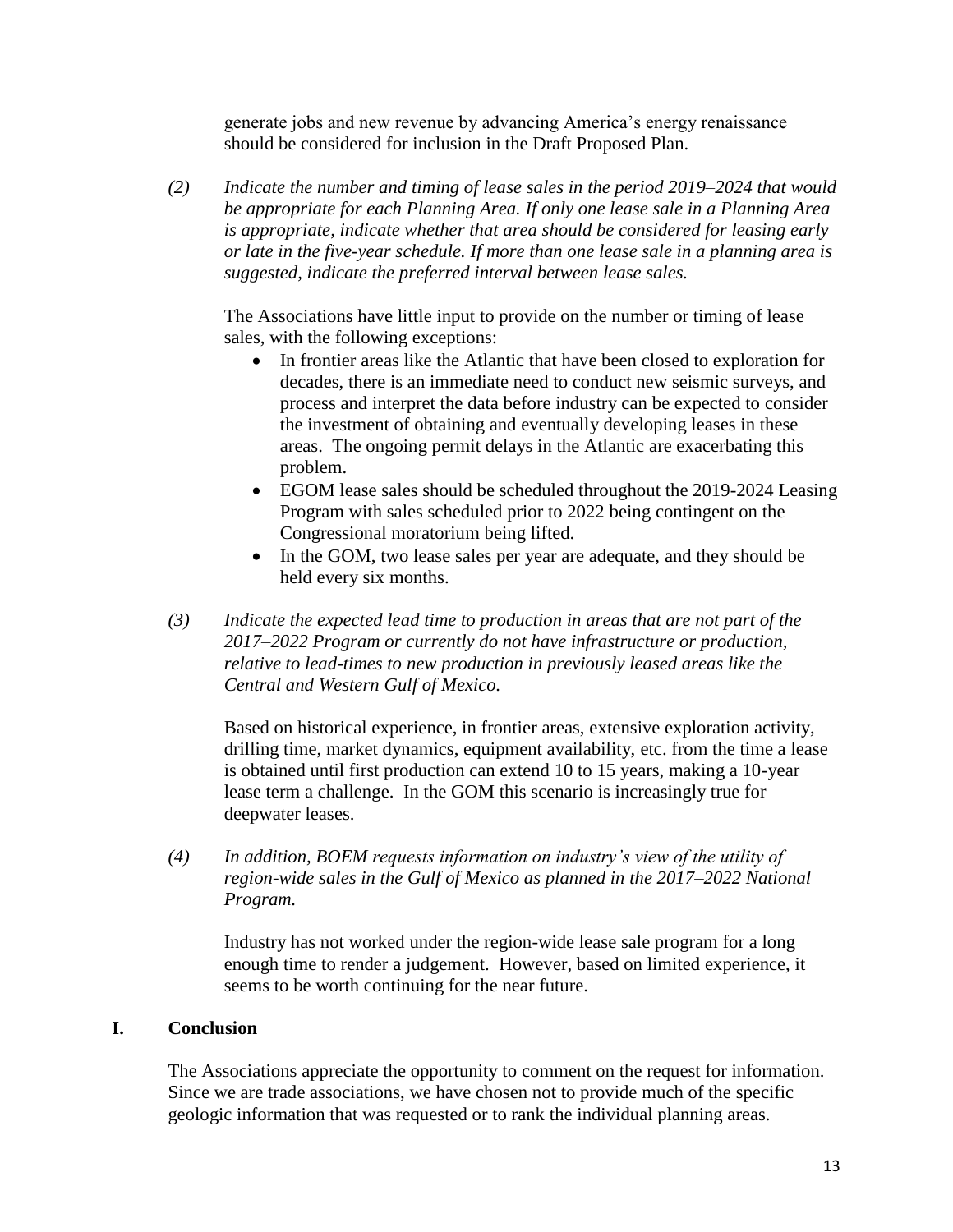generate jobs and new revenue by advancing America's energy renaissance should be considered for inclusion in the Draft Proposed Plan.

*(2) Indicate the number and timing of lease sales in the period 2019–2024 that would be appropriate for each Planning Area. If only one lease sale in a Planning Area is appropriate, indicate whether that area should be considered for leasing early or late in the five-year schedule. If more than one lease sale in a planning area is suggested, indicate the preferred interval between lease sales.*

The Associations have little input to provide on the number or timing of lease sales, with the following exceptions:

- In frontier areas like the Atlantic that have been closed to exploration for decades, there is an immediate need to conduct new seismic surveys, and process and interpret the data before industry can be expected to consider the investment of obtaining and eventually developing leases in these areas. The ongoing permit delays in the Atlantic are exacerbating this problem.
- EGOM lease sales should be scheduled throughout the 2019-2024 Leasing Program with sales scheduled prior to 2022 being contingent on the Congressional moratorium being lifted.
- In the GOM, two lease sales per year are adequate, and they should be held every six months.

*(3) Indicate the expected lead time to production in areas that are not part of the 2017–2022 Program or currently do not have infrastructure or production, relative to lead-times to new production in previously leased areas like the Central and Western Gulf of Mexico.*

Based on historical experience, in frontier areas, extensive exploration activity, drilling time, market dynamics, equipment availability, etc. from the time a lease is obtained until first production can extend 10 to 15 years, making a 10-year lease term a challenge. In the GOM this scenario is increasingly true for deepwater leases.

*(4) In addition, BOEM requests information on industry's view of the utility of region-wide sales in the Gulf of Mexico as planned in the 2017–2022 National Program.*

Industry has not worked under the region-wide lease sale program for a long enough time to render a judgement. However, based on limited experience, it seems to be worth continuing for the near future.

## I. Conclusion

The Associations appreciate the opportunity to comment on the request for information. Since we are trade associations, we have chosen not to provide much of the specific geologic information that was requested or to rank the individual planning areas.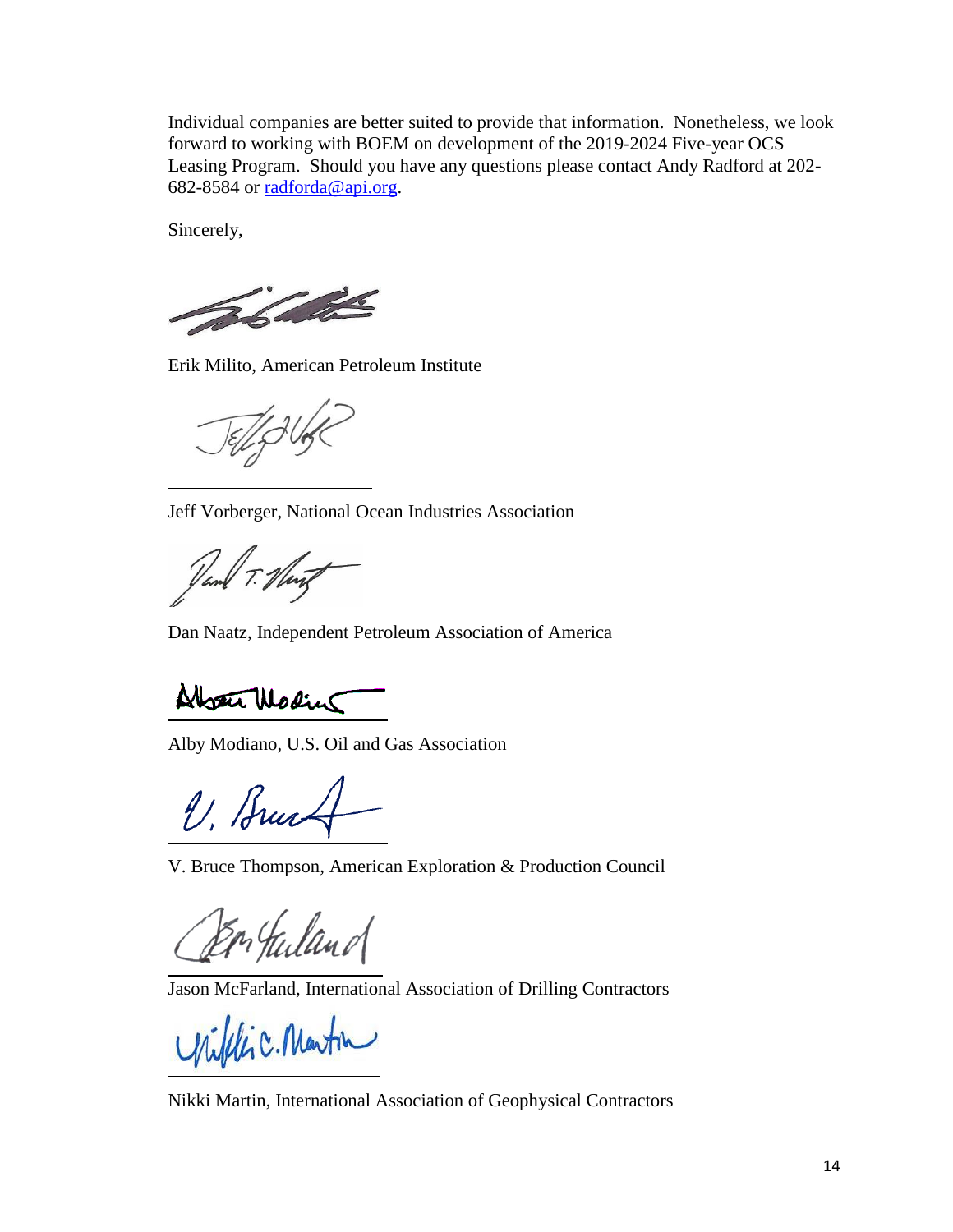Individual companies are better suited to provide that information. Nonetheless, we look forward to working with BOEM on development of the 2019-2024 Five-year OCS Leasing Program. Should you have any questions please contact Andy Radford at 202-682-8584 or [radforda@api.org](mailto:radforda@api.org).

Sincerely,

Erik Milito, American Petroleum Institute

Jeff Vorberger, National Ocean Industries Association

Dan Naatz, Independent Petroleum Association of America

Alby Modiano, U.S. Oil and Gas Association

V. Bruce Thompson, American Exploration & Production Council

Jason McFarland, International Association of Drilling Contractors

Nikki Martin, International Association of Geophysical Contractors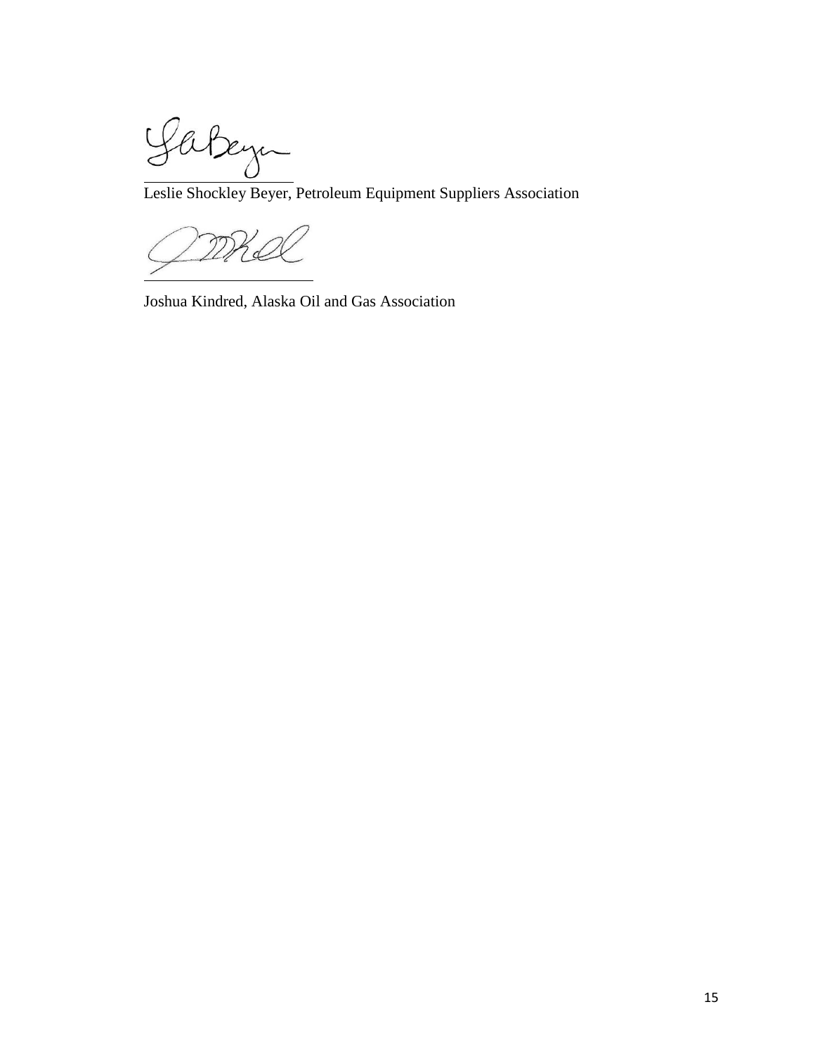Leslie Shockley Beyer, Petroleum Equipment Suppliers Association

Joshua Kindred, Alaska Oil and Gas Association